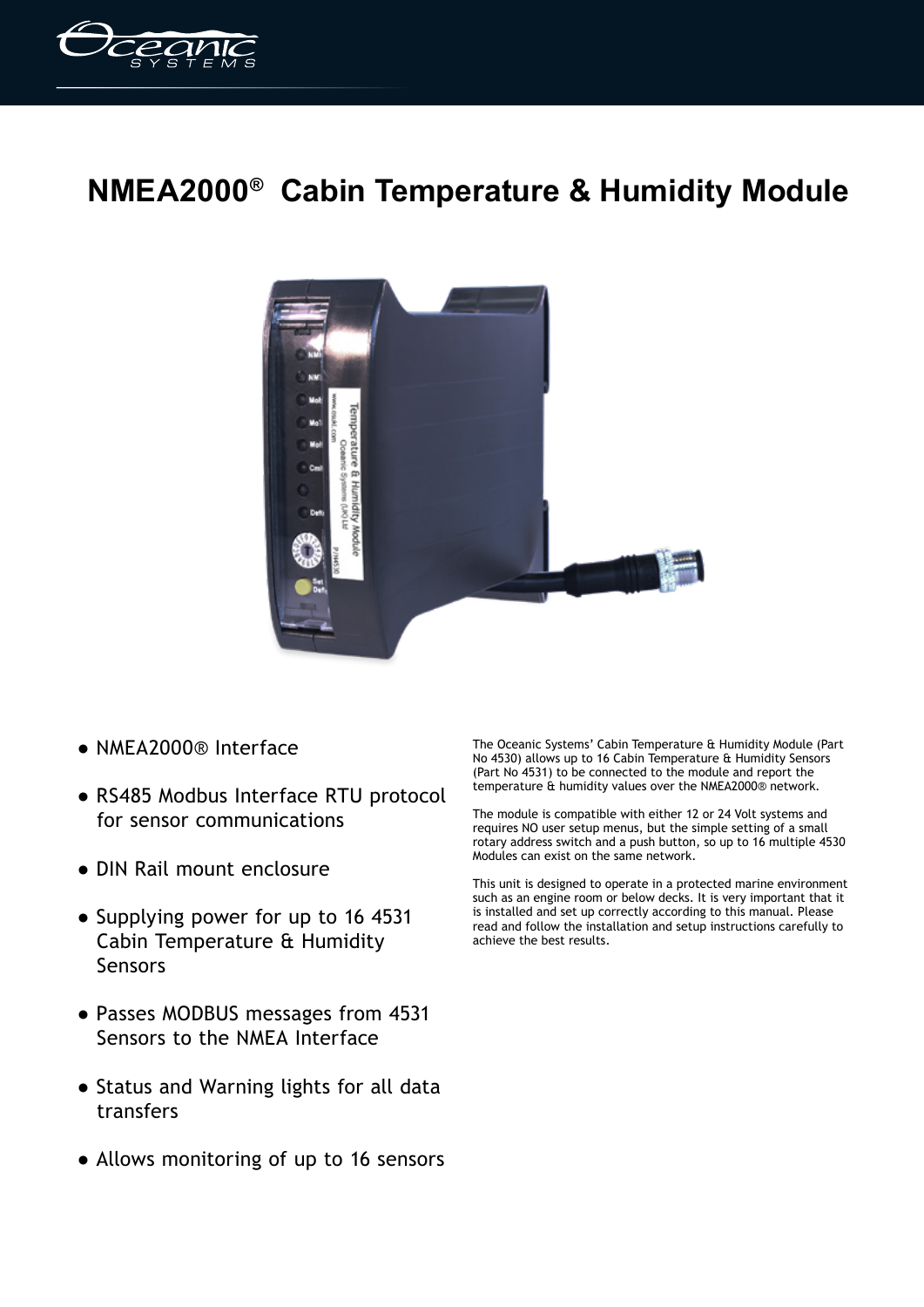# NMEA2000® Cabin Temperature & Humidity Module

- NMEA2000® Interface
- RS485 Modbus Interface RTU protocol for sensor communications
- DIN Rail mount enclosure
- Supplying power for up to 16 4531 Cabin Temperature & Humidity Sensors
- Passes MODBUS messages from 4531 Sensors to the NMEA Interface
- Status and Warning lights for all data transfers
- Allows monitoring of up to 16 sensors

The Oceanic Systems' Cabin Temperature & Humidity Module (Part No 4530) allows up to 16 Cabin Temperature & Humidity Sensors (Part No 4531) to be connected to the module and report the temperature & humidity values over the NMEA2000® network.

The module is compatible with either 12 or 24 Volt systems and requires NO user setup menus, but the simple setting of a small rotary address switch and a push button, so up to 16 multiple 4530 Modules can exist on the same network.

This unit is designed to operate in a protected marine environment such as an engine room or below decks. It is very important that it is installed and set up correctly according to this manual. Please read and follow the installation and setup instructions carefully to achieve the best results.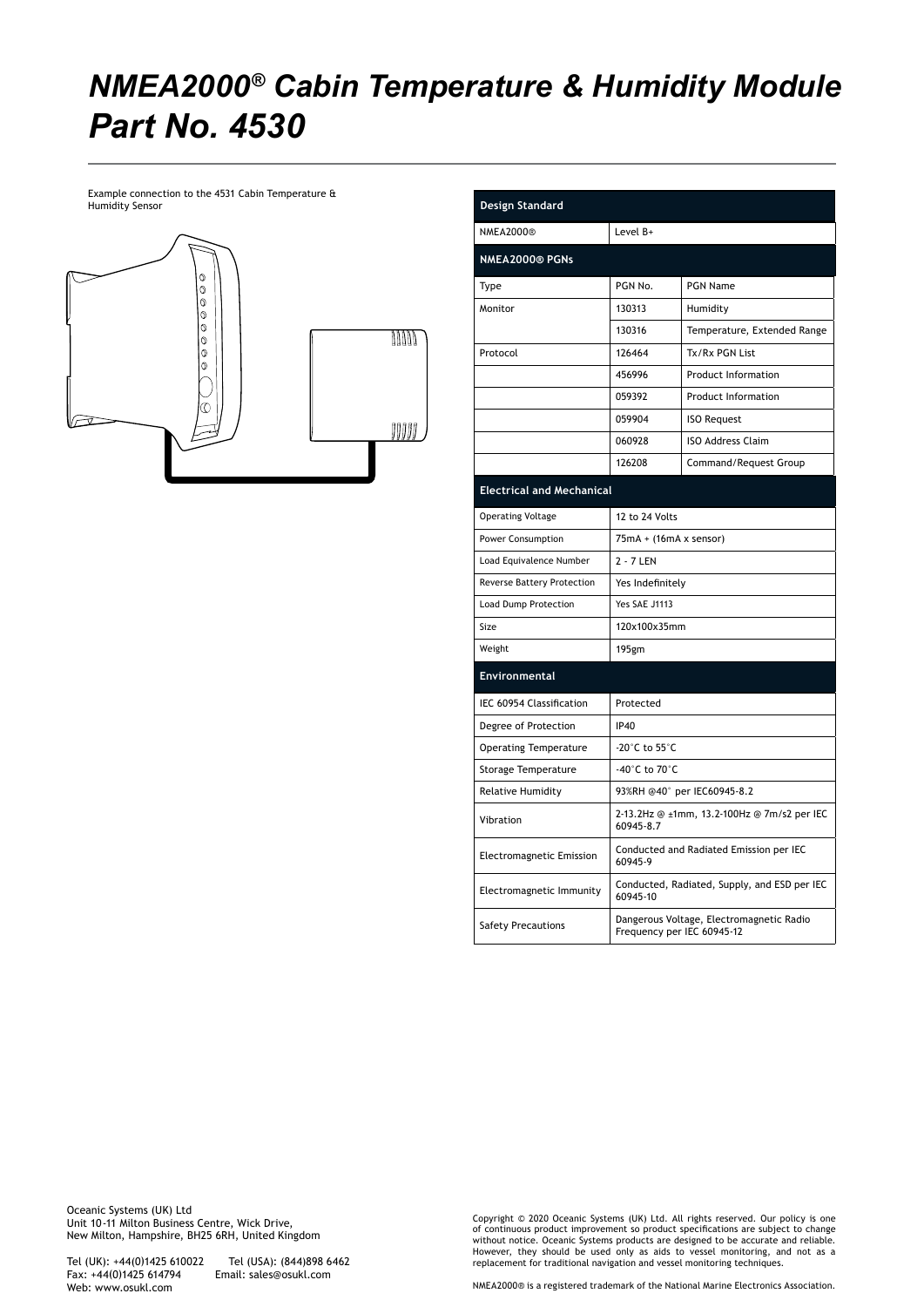# *NMEA2000® Cabin Temperature & Humidity Module Part No. 4530*

Example connection to the 4531 Cabin Temperature & Humidity Sensor

| Design Standard | | |
|---|---|---|
| NMEA2000® | Level B+ | |
| **NMEA2000® PGNs** | | |
| Type | PGN No. | PGN Name |
| Monitor | 130313 | Humidity |
| | 130316 | Temperature, Extended Range |
| Protocol | 126464 | Tx/Rx PGN List |
| | 456996 | Product Information |
| | 059392 | Product Information |
| | 059904 | ISO Request |
| | 060928 | ISO Address Claim |
| | 126208 | Command/Request Group |
| **Electrical and Mechanical** | | |
| Operating Voltage | 12 to 24 Volts | |
| Power Consumption | 75mA + (16mA x sensor) | |
| Load Equivalence Number | 2 - 7 LEN | |
| Reverse Battery Protection | Yes Indefinitely | |
| Load Dump Protection | Yes SAE J1113 | |
| Size | 120x100x35mm | |
| Weight | 195gm | |
| **Environmental** | | |
| IEC 60954 Classification | Protected | |
| Degree of Protection | IP40 | |
| Operating Temperature | -20°C to 55°C | |
| Storage Temperature | -40°C to 70°C | |
| Relative Humidity | 93%RH @40° per IEC60945-8.2 | |
| Vibration | 2-13.2Hz @ ±1mm, 13.2-100Hz @ 7m/s2 per IEC 60945-8.7 | |
| Electromagnetic Emission | Conducted and Radiated Emission per IEC 60945-9 | |
| Electromagnetic Immunity | Conducted, Radiated, Supply, and ESD per IEC 60945-10 | |
| Safety Precautions | Dangerous Voltage, Electromagnetic Radio Frequency per IEC 60945-12 | |

Oceanic Systems (UK) Ltd
Unit 10-11 Milton Business Centre, Wick Drive,
New Milton, Hampshire, BH25 6RH, United Kingdom

Tel (UK): +44(0)1425 610022 Tel (USA): (844)898 6462
Fax: +44(0)1425 614794 Email: sales@osukl.com
Web: www.osukl.com

Copyright © 2020 Oceanic Systems (UK) Ltd. All rights reserved. Our policy is one of continuous product improvement so product specifications are subject to change without notice. Oceanic Systems products are designed to be accurate and reliable. However, they should be used only as aids to vessel monitoring, and not as a replacement for traditional navigation and vessel monitoring techniques.

NMEA2000® is a registered trademark of the National Marine Electronics Association.